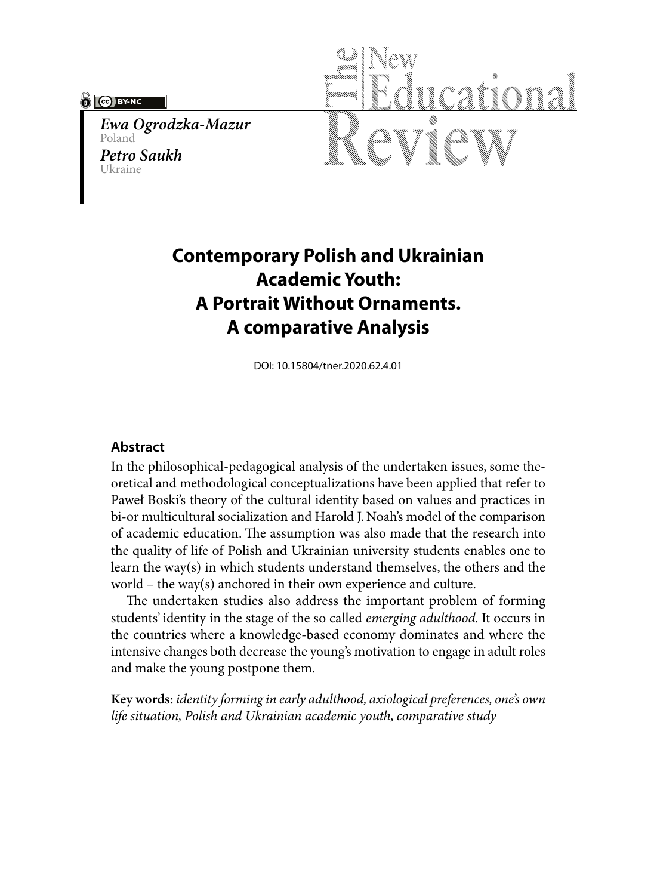*Ewa Ogrodzka-Mazur*
Poland
*Petro Saukh*
Ukraine

# Contemporary Polish and Ukrainian Academic Youth: A Portrait Without Ornaments. A comparative Analysis

DOI: 10.15804/tner.2020.62.4.01

## Abstract

In the philosophical-pedagogical analysis of the undertaken issues, some theoretical and methodological conceptualizations have been applied that refer to Paweł Boski's theory of the cultural identity based on values and practices in bi-or multicultural socialization and Harold J. Noah's model of the comparison of academic education. The assumption was also made that the research into the quality of life of Polish and Ukrainian university students enables one to learn the way(s) in which students understand themselves, the others and the world – the way(s) anchored in their own experience and culture.

The undertaken studies also address the important problem of forming students' identity in the stage of the so called *emerging adulthood.* It occurs in the countries where a knowledge-based economy dominates and where the intensive changes both decrease the young's motivation to engage in adult roles and make the young postpone them.

**Key words:** *identity forming in early adulthood, axiological preferences, one's own life situation, Polish and Ukrainian academic youth, comparative study*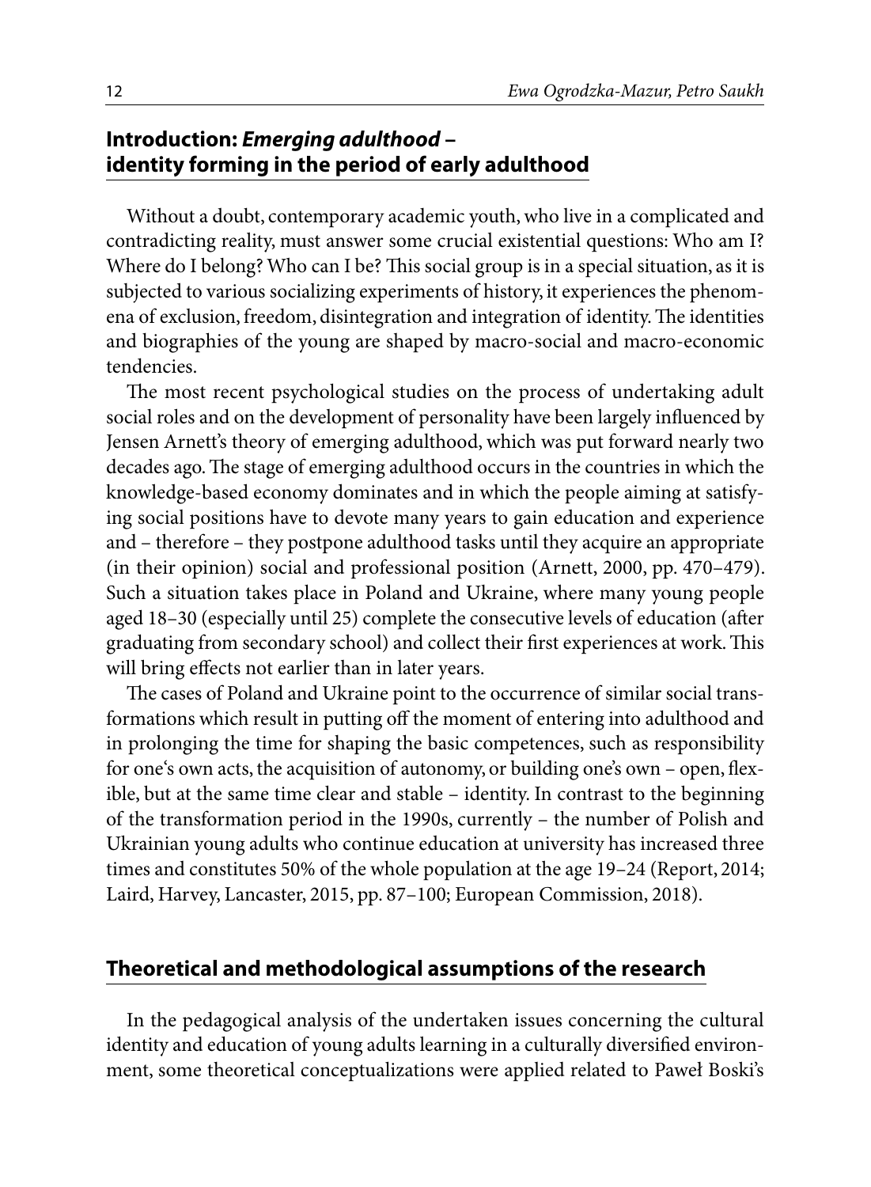## Introduction: *Emerging adulthood* – identity forming in the period of early adulthood

Without a doubt, contemporary academic youth, who live in a complicated and contradicting reality, must answer some crucial existential questions: Who am I? Where do I belong? Who can I be? This social group is in a special situation, as it is subjected to various socializing experiments of history, it experiences the phenomena of exclusion, freedom, disintegration and integration of identity. The identities and biographies of the young are shaped by macro-social and macro-economic tendencies.

The most recent psychological studies on the process of undertaking adult social roles and on the development of personality have been largely influenced by Jensen Arnett's theory of emerging adulthood, which was put forward nearly two decades ago. The stage of emerging adulthood occurs in the countries in which the knowledge-based economy dominates and in which the people aiming at satisfying social positions have to devote many years to gain education and experience and – therefore – they postpone adulthood tasks until they acquire an appropriate (in their opinion) social and professional position (Arnett, 2000, pp. 470–479). Such a situation takes place in Poland and Ukraine, where many young people aged 18–30 (especially until 25) complete the consecutive levels of education (after graduating from secondary school) and collect their first experiences at work. This will bring effects not earlier than in later years.

The cases of Poland and Ukraine point to the occurrence of similar social transformations which result in putting off the moment of entering into adulthood and in prolonging the time for shaping the basic competences, such as responsibility for one's own acts, the acquisition of autonomy, or building one's own – open, flexible, but at the same time clear and stable – identity. In contrast to the beginning of the transformation period in the 1990s, currently – the number of Polish and Ukrainian young adults who continue education at university has increased three times and constitutes 50% of the whole population at the age 19–24 (Report, 2014; Laird, Harvey, Lancaster, 2015, pp. 87–100; European Commission, 2018).

## Theoretical and methodological assumptions of the research

In the pedagogical analysis of the undertaken issues concerning the cultural identity and education of young adults learning in a culturally diversified environment, some theoretical conceptualizations were applied related to Paweł Boski's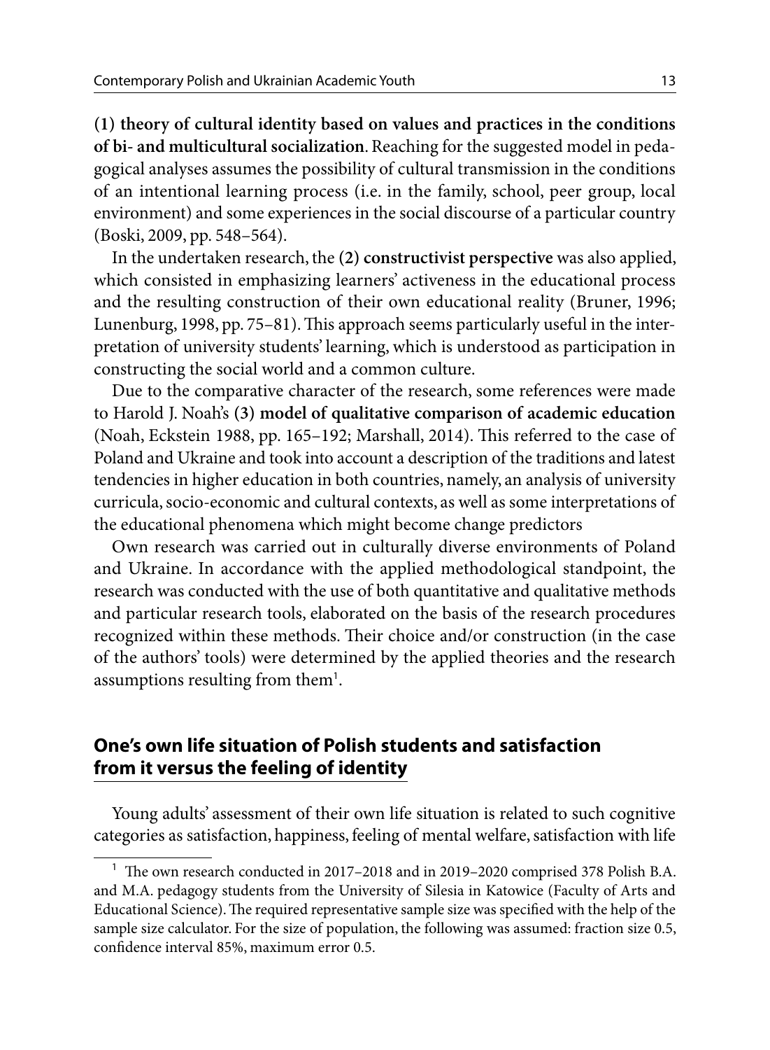**(1) theory of cultural identity based on values and practices in the conditions of bi- and multicultural socialization**. Reaching for the suggested model in pedagogical analyses assumes the possibility of cultural transmission in the conditions of an intentional learning process (i.e. in the family, school, peer group, local environment) and some experiences in the social discourse of a particular country (Boski, 2009, pp. 548–564).

In the undertaken research, the **(2) constructivist perspective** was also applied, which consisted in emphasizing learners' activeness in the educational process and the resulting construction of their own educational reality (Bruner, 1996; Lunenburg, 1998, pp. 75–81). This approach seems particularly useful in the interpretation of university students' learning, which is understood as participation in constructing the social world and a common culture.

Due to the comparative character of the research, some references were made to Harold J. Noah's **(3) model of qualitative comparison of academic education** (Noah, Eckstein 1988, pp. 165–192; Marshall, 2014). This referred to the case of Poland and Ukraine and took into account a description of the traditions and latest tendencies in higher education in both countries, namely, an analysis of university curricula, socio-economic and cultural contexts, as well as some interpretations of the educational phenomena which might become change predictors

Own research was carried out in culturally diverse environments of Poland and Ukraine. In accordance with the applied methodological standpoint, the research was conducted with the use of both quantitative and qualitative methods and particular research tools, elaborated on the basis of the research procedures recognized within these methods. Their choice and/or construction (in the case of the authors' tools) were determined by the applied theories and the research assumptions resulting from them[1].

## One's own life situation of Polish students and satisfaction from it versus the feeling of identity

Young adults' assessment of their own life situation is related to such cognitive categories as satisfaction, happiness, feeling of mental welfare, satisfaction with life

---

[1] The own research conducted in 2017–2018 and in 2019–2020 comprised 378 Polish B.A. and M.A. pedagogy students from the University of Silesia in Katowice (Faculty of Arts and Educational Science). The required representative sample size was specified with the help of the sample size calculator. For the size of population, the following was assumed: fraction size 0.5, confidence interval 85%, maximum error 0.5.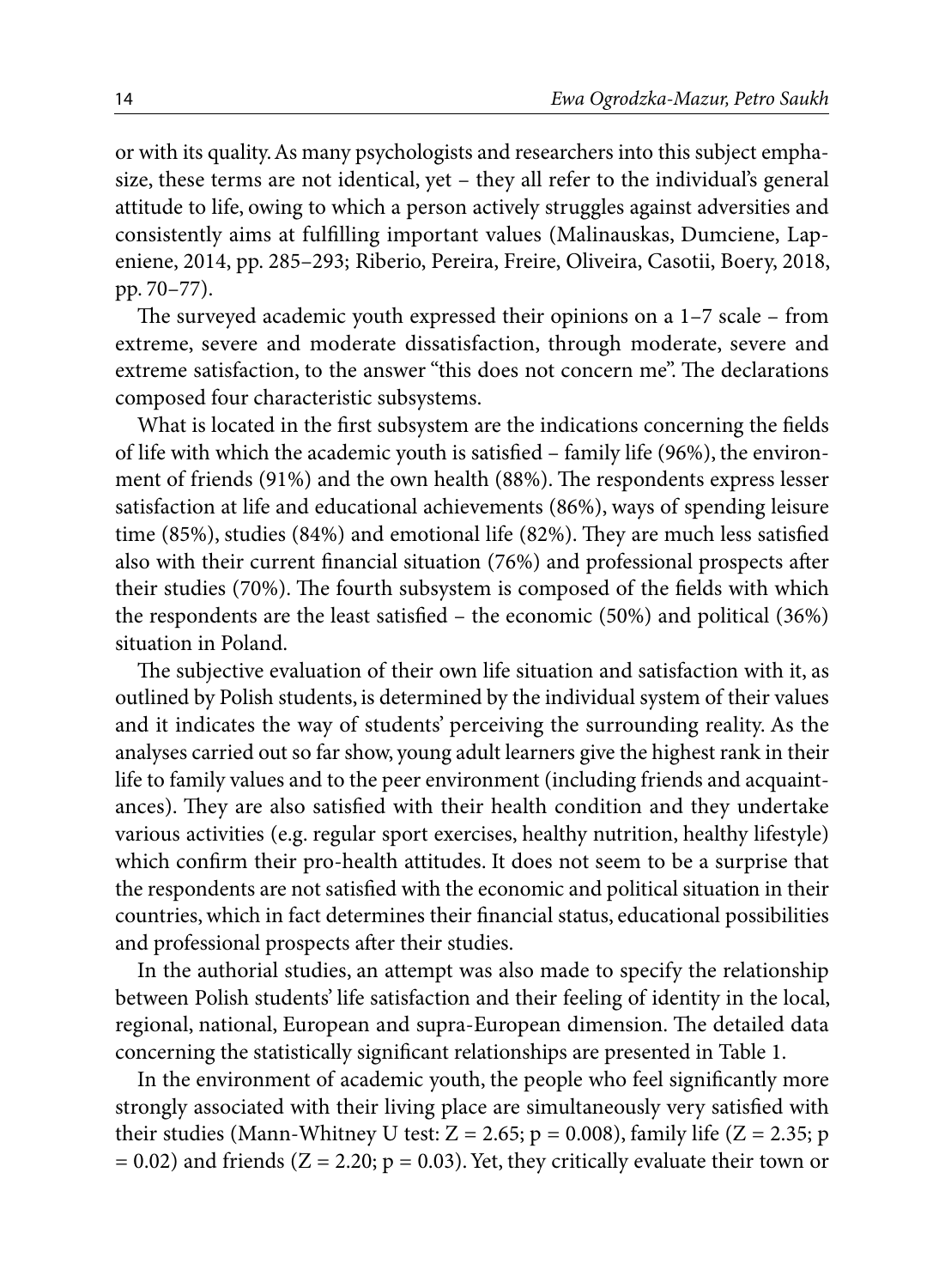or with its quality. As many psychologists and researchers into this subject emphasize, these terms are not identical, yet – they all refer to the individual's general attitude to life, owing to which a person actively struggles against adversities and consistently aims at fulfilling important values (Malinauskas, Dumciene, Lapeniene, 2014, pp. 285–293; Riberio, Pereira, Freire, Oliveira, Casotii, Boery, 2018, pp. 70–77).

The surveyed academic youth expressed their opinions on a 1–7 scale – from extreme, severe and moderate dissatisfaction, through moderate, severe and extreme satisfaction, to the answer "this does not concern me". The declarations composed four characteristic subsystems.

What is located in the first subsystem are the indications concerning the fields of life with which the academic youth is satisfied – family life (96%), the environment of friends (91%) and the own health (88%). The respondents express lesser satisfaction at life and educational achievements (86%), ways of spending leisure time (85%), studies (84%) and emotional life (82%). They are much less satisfied also with their current financial situation (76%) and professional prospects after their studies (70%). The fourth subsystem is composed of the fields with which the respondents are the least satisfied – the economic (50%) and political (36%) situation in Poland.

The subjective evaluation of their own life situation and satisfaction with it, as outlined by Polish students, is determined by the individual system of their values and it indicates the way of students' perceiving the surrounding reality. As the analyses carried out so far show, young adult learners give the highest rank in their life to family values and to the peer environment (including friends and acquaintances). They are also satisfied with their health condition and they undertake various activities (e.g. regular sport exercises, healthy nutrition, healthy lifestyle) which confirm their pro-health attitudes. It does not seem to be a surprise that the respondents are not satisfied with the economic and political situation in their countries, which in fact determines their financial status, educational possibilities and professional prospects after their studies.

In the authorial studies, an attempt was also made to specify the relationship between Polish students' life satisfaction and their feeling of identity in the local, regional, national, European and supra-European dimension. The detailed data concerning the statistically significant relationships are presented in Table 1.

In the environment of academic youth, the people who feel significantly more strongly associated with their living place are simultaneously very satisfied with their studies (Mann-Whitney U test: $Z = 2.65$; $p = 0.008$), family life ($Z = 2.35$; $p = 0.02$) and friends ($Z = 2.20$; $p = 0.03$). Yet, they critically evaluate their town or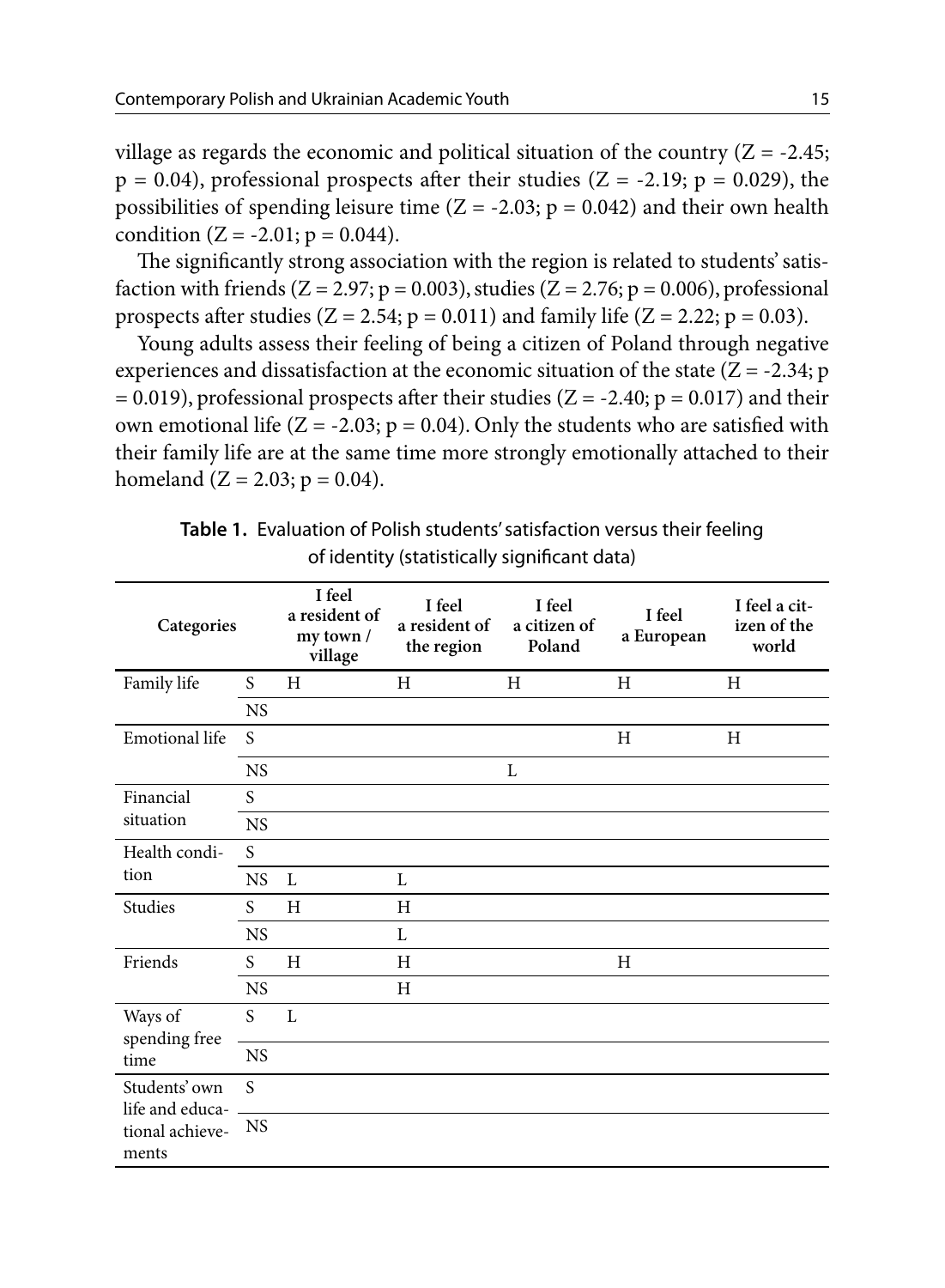village as regards the economic and political situation of the country ($Z = -2.45$; $p = 0.04$), professional prospects after their studies ($Z = -2.19$; $p = 0.029$), the possibilities of spending leisure time ($Z = -2.03$; $p = 0.042$) and their own health condition ($Z = -2.01$; $p = 0.044$).

The significantly strong association with the region is related to students' satisfaction with friends ($Z = 2.97$; $p = 0.003$), studies ($Z = 2.76$; $p = 0.006$), professional prospects after studies ($Z = 2.54$; $p = 0.011$) and family life ($Z = 2.22$; $p = 0.03$).

Young adults assess their feeling of being a citizen of Poland through negative experiences and dissatisfaction at the economic situation of the state ($Z = -2.34$; $p = 0.019$), professional prospects after their studies ($Z = -2.40$; $p = 0.017$) and their own emotional life ($Z = -2.03$; $p = 0.04$). Only the students who are satisfied with their family life are at the same time more strongly emotionally attached to their homeland ($Z = 2.03$; $p = 0.04$).

**Table 1.** Evaluation of Polish students' satisfaction versus their feeling of identity (statistically significant data)

| Categories | | I feel a resident of my town / village | I feel a resident of the region | I feel a citizen of Poland | I feel a European | I feel a citizen of the world |
|---|---|---|---|---|---|---|
| Family life | S | H | H | H | H | H |
| | NS | | | | | |
| Emotional life | S | | | | H | H |
| | NS | | | L | | |
| Financial situation | S | | | | | |
| | NS | | | | | |
| Health condition | S | | | | | |
| | NS | L | L | | | |
| Studies | S | H | H | | | |
| | NS | | L | | | |
| Friends | S | H | H | | H | |
| | NS | | H | | | |
| Ways of spending free time | S | L | | | | |
| | NS | | | | | |
| Students' own life and educational achievements | S | | | | | |
| | NS | | | | | |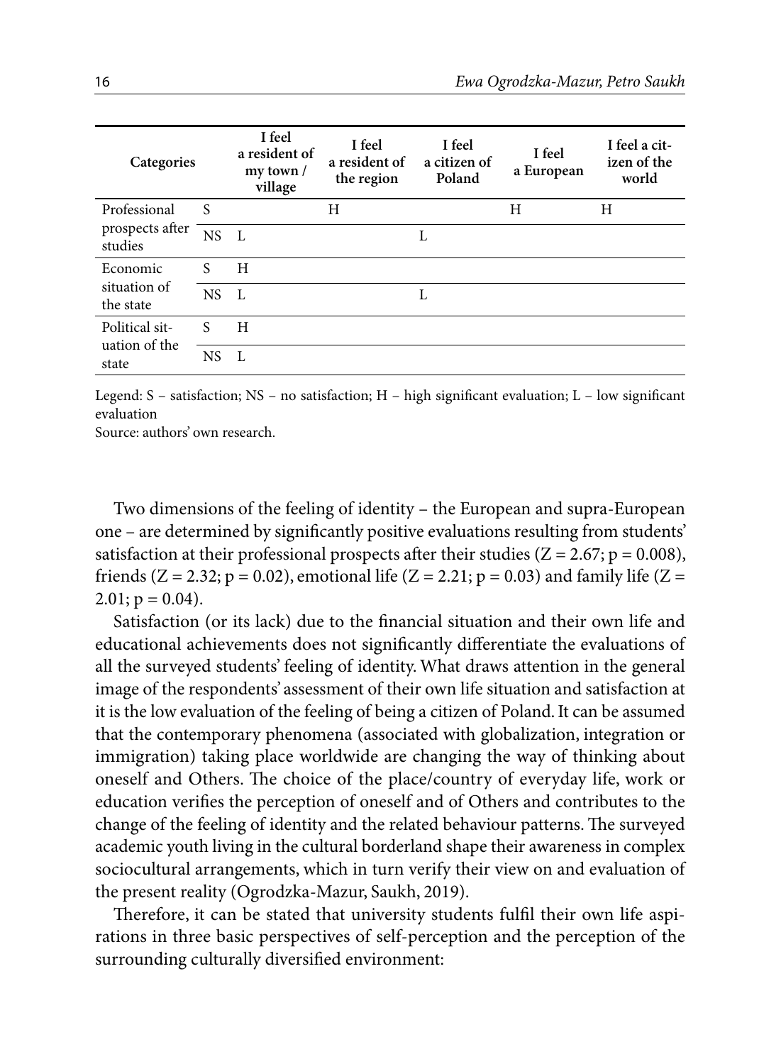| Categories | | I feel a resident of my town / village | I feel a resident of the region | I feel a citizen of Poland | I feel a European | I feel a citizen of the world |
|---|---|---|---|---|---|---|
| Professional prospects after studies | S | | H | | H | H |
| | NS | L | | L | | |
| Economic situation of the state | S | H | | | | |
| | NS | L | | L | | |
| Political situation of the state | S | H | | | | |
| | NS | L | | | | |

Legend: S – satisfaction; NS – no satisfaction; H – high significant evaluation; L – low significant evaluation

Source: authors' own research.

Two dimensions of the feeling of identity – the European and supra-European one – are determined by significantly positive evaluations resulting from students' satisfaction at their professional prospects after their studies ($Z = 2.67$; $p = 0.008$), friends ($Z = 2.32$; $p = 0.02$), emotional life ($Z = 2.21$; $p = 0.03$) and family life ($Z = 2.01$; $p = 0.04$).

Satisfaction (or its lack) due to the financial situation and their own life and educational achievements does not significantly differentiate the evaluations of all the surveyed students' feeling of identity. What draws attention in the general image of the respondents' assessment of their own life situation and satisfaction at it is the low evaluation of the feeling of being a citizen of Poland. It can be assumed that the contemporary phenomena (associated with globalization, integration or immigration) taking place worldwide are changing the way of thinking about oneself and Others. The choice of the place/country of everyday life, work or education verifies the perception of oneself and of Others and contributes to the change of the feeling of identity and the related behaviour patterns. The surveyed academic youth living in the cultural borderland shape their awareness in complex sociocultural arrangements, which in turn verify their view on and evaluation of the present reality (Ogrodzka-Mazur, Saukh, 2019).

Therefore, it can be stated that university students fulfil their own life aspirations in three basic perspectives of self-perception and the perception of the surrounding culturally diversified environment: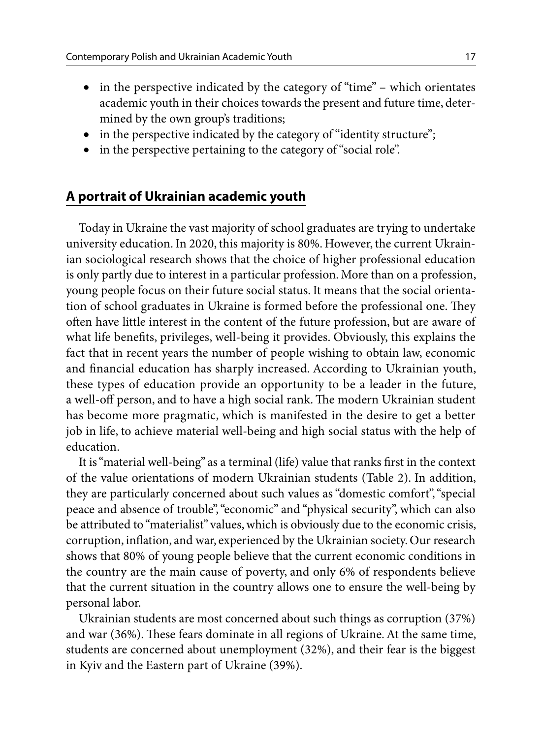- in the perspective indicated by the category of "time" – which orientates academic youth in their choices towards the present and future time, determined by the own group's traditions;
- in the perspective indicated by the category of "identity structure";
- in the perspective pertaining to the category of "social role".

## A portrait of Ukrainian academic youth

Today in Ukraine the vast majority of school graduates are trying to undertake university education. In 2020, this majority is 80%. However, the current Ukrainian sociological research shows that the choice of higher professional education is only partly due to interest in a particular profession. More than on a profession, young people focus on their future social status. It means that the social orientation of school graduates in Ukraine is formed before the professional one. They often have little interest in the content of the future profession, but are aware of what life benefits, privileges, well-being it provides. Obviously, this explains the fact that in recent years the number of people wishing to obtain law, economic and financial education has sharply increased. According to Ukrainian youth, these types of education provide an opportunity to be a leader in the future, a well-off person, and to have a high social rank. The modern Ukrainian student has become more pragmatic, which is manifested in the desire to get a better job in life, to achieve material well-being and high social status with the help of education.

It is "material well-being" as a terminal (life) value that ranks first in the context of the value orientations of modern Ukrainian students (Table 2). In addition, they are particularly concerned about such values as "domestic comfort", "special peace and absence of trouble", "economic" and "physical security", which can also be attributed to "materialist" values, which is obviously due to the economic crisis, corruption, inflation, and war, experienced by the Ukrainian society. Our research shows that 80% of young people believe that the current economic conditions in the country are the main cause of poverty, and only 6% of respondents believe that the current situation in the country allows one to ensure the well-being by personal labor.

Ukrainian students are most concerned about such things as corruption (37%) and war (36%). These fears dominate in all regions of Ukraine. At the same time, students are concerned about unemployment (32%), and their fear is the biggest in Kyiv and the Eastern part of Ukraine (39%).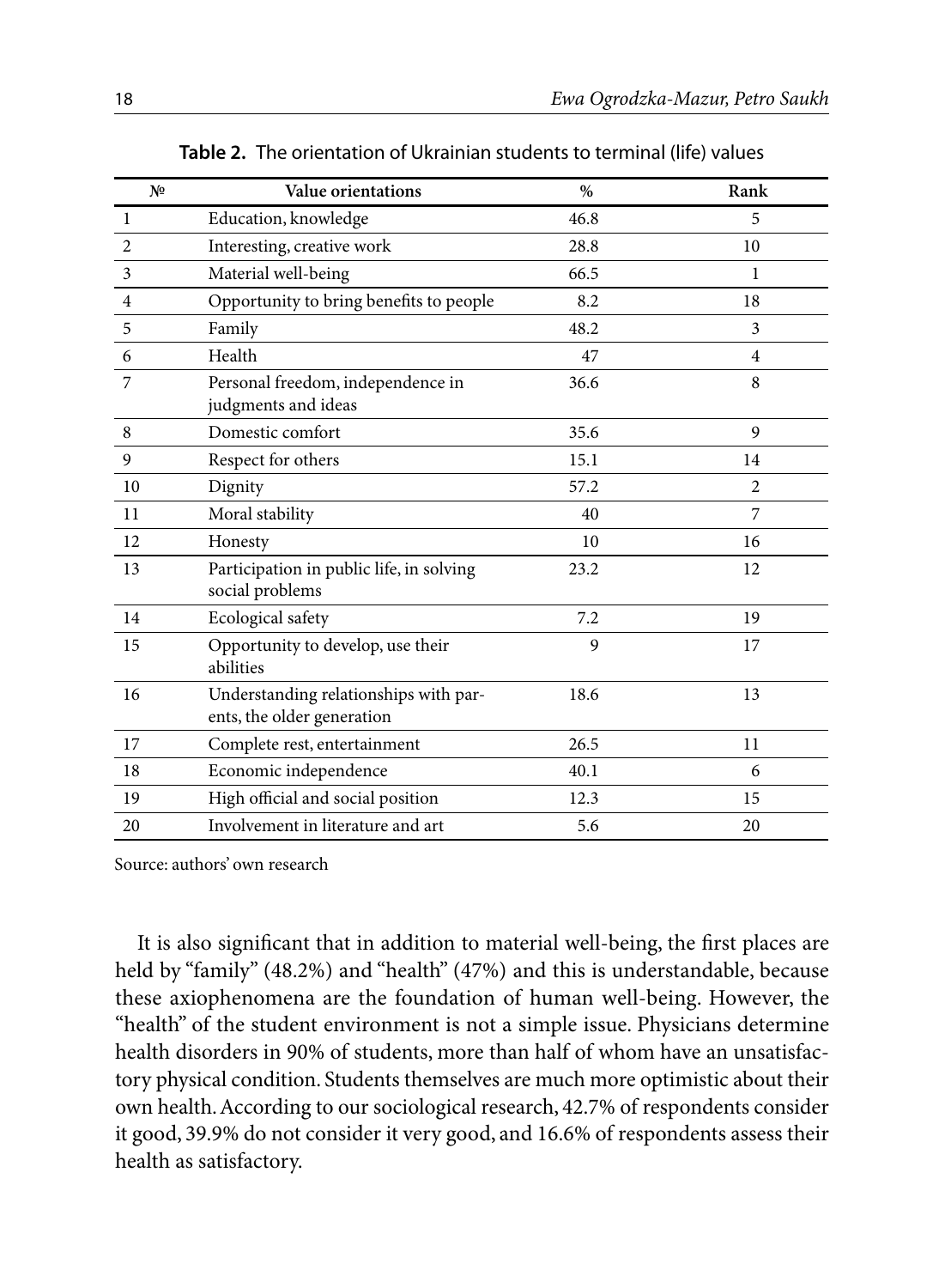**Table 2.** The orientation of Ukrainian students to terminal (life) values

| № | Value orientations | % | Rank |
|---|---|---|---|
| 1 | Education, knowledge | 46.8 | 5 |
| 2 | Interesting, creative work | 28.8 | 10 |
| 3 | Material well-being | 66.5 | 1 |
| 4 | Opportunity to bring benefits to people | 8.2 | 18 |
| 5 | Family | 48.2 | 3 |
| 6 | Health | 47 | 4 |
| 7 | Personal freedom, independence in judgments and ideas | 36.6 | 8 |
| 8 | Domestic comfort | 35.6 | 9 |
| 9 | Respect for others | 15.1 | 14 |
| 10 | Dignity | 57.2 | 2 |
| 11 | Moral stability | 40 | 7 |
| 12 | Honesty | 10 | 16 |
| 13 | Participation in public life, in solving social problems | 23.2 | 12 |
| 14 | Ecological safety | 7.2 | 19 |
| 15 | Opportunity to develop, use their abilities | 9 | 17 |
| 16 | Understanding relationships with parents, the older generation | 18.6 | 13 |
| 17 | Complete rest, entertainment | 26.5 | 11 |
| 18 | Economic independence | 40.1 | 6 |
| 19 | High official and social position | 12.3 | 15 |
| 20 | Involvement in literature and art | 5.6 | 20 |

Source: authors' own research

It is also significant that in addition to material well-being, the first places are held by "family" (48.2%) and "health" (47%) and this is understandable, because these axiophenomena are the foundation of human well-being. However, the "health" of the student environment is not a simple issue. Physicians determine health disorders in 90% of students, more than half of whom have an unsatisfactory physical condition. Students themselves are much more optimistic about their own health. According to our sociological research, 42.7% of respondents consider it good, 39.9% do not consider it very good, and 16.6% of respondents assess their health as satisfactory.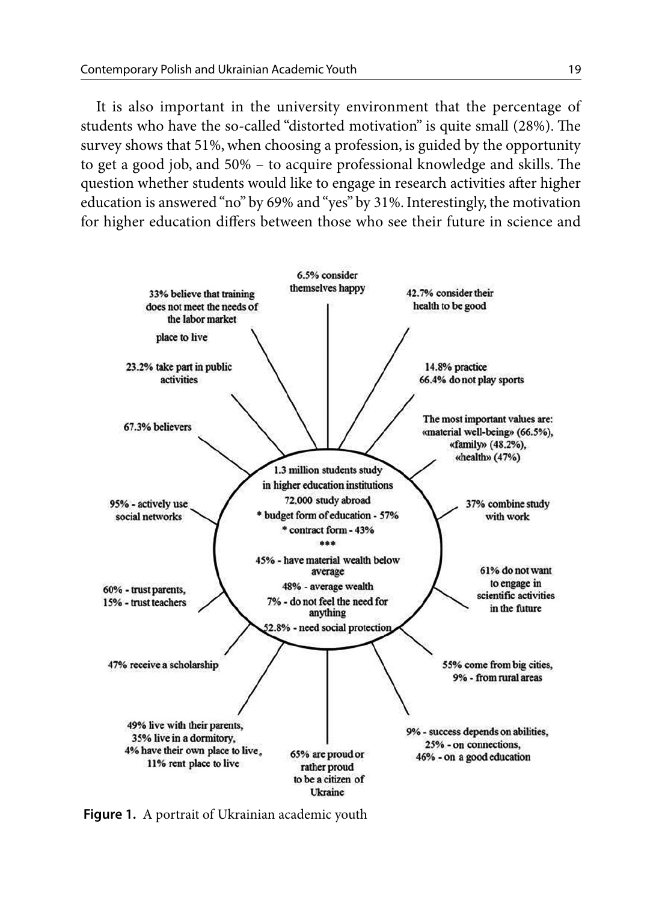It is also important in the university environment that the percentage of students who have the so-called "distorted motivation" is quite small (28%). The survey shows that 51%, when choosing a profession, is guided by the opportunity to get a good job, and 50% – to acquire professional knowledge and skills. The question whether students would like to engage in research activities after higher education is answered "no" by 69% and "yes" by 31%. Interestingly, the motivation for higher education differs between those who see their future in science and

1.3 million students study in higher education institutions
72,000 study abroad
* budget form of education - 57%
* contract form - 43%
***
45% - have material wealth below average
48% - average wealth
7% - do not feel the need for anything
52.8% - need social protection

- 6.5% consider themselves happy
- 42.7% consider their health to be good
- 14.8% practice, 66.4% do not play sports
- The most important values are: «material well-being» (66.5%), «family» (48.2%), «health» (47%)
- 37% combine study with work
- 61% do not want to engage in scientific activities in the future
- 55% come from big cities, 9% - from rural areas
- 9% - success depends on abilities, 25% - on connections, 46% - on a good education
- 65% are proud or rather proud to be a citizen of Ukraine
- 49% live with their parents, 35% live in a dormitory, 4% have their own place to live, 11% rent place to live
- 47% receive a scholarship
- 60% - trust parents, 15% - trust teachers
- 95% - actively use social networks
- 67.3% believers
- 23.2% take part in public activities
- place to live
- 33% believe that training does not meet the needs of the labor market

**Figure 1.** A portrait of Ukrainian academic youth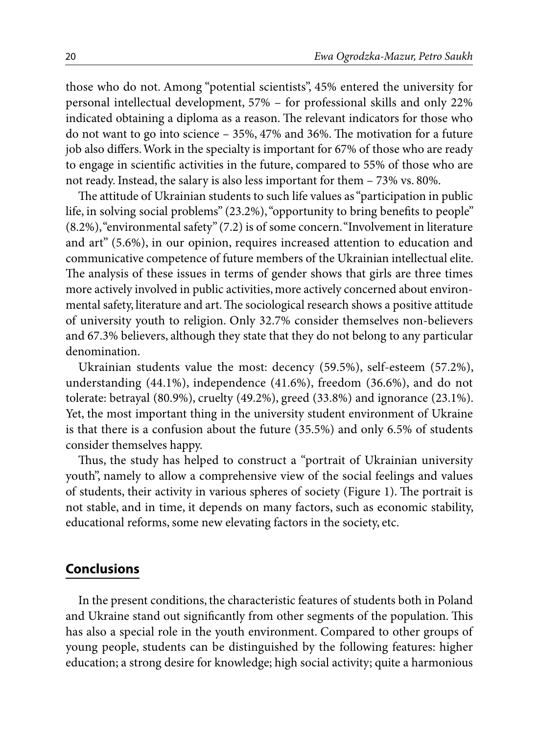those who do not. Among "potential scientists", 45% entered the university for personal intellectual development, 57% – for professional skills and only 22% indicated obtaining a diploma as a reason. The relevant indicators for those who do not want to go into science – 35%, 47% and 36%. The motivation for a future job also differs. Work in the specialty is important for 67% of those who are ready to engage in scientific activities in the future, compared to 55% of those who are not ready. Instead, the salary is also less important for them – 73% vs. 80%.

The attitude of Ukrainian students to such life values as "participation in public life, in solving social problems" (23.2%), "opportunity to bring benefits to people" (8.2%), "environmental safety" (7.2) is of some concern. "Involvement in literature and art" (5.6%), in our opinion, requires increased attention to education and communicative competence of future members of the Ukrainian intellectual elite. The analysis of these issues in terms of gender shows that girls are three times more actively involved in public activities, more actively concerned about environmental safety, literature and art. The sociological research shows a positive attitude of university youth to religion. Only 32.7% consider themselves non-believers and 67.3% believers, although they state that they do not belong to any particular denomination.

Ukrainian students value the most: decency (59.5%), self-esteem (57.2%), understanding (44.1%), independence (41.6%), freedom (36.6%), and do not tolerate: betrayal (80.9%), cruelty (49.2%), greed (33.8%) and ignorance (23.1%). Yet, the most important thing in the university student environment of Ukraine is that there is a confusion about the future (35.5%) and only 6.5% of students consider themselves happy.

Thus, the study has helped to construct a "portrait of Ukrainian university youth", namely to allow a comprehensive view of the social feelings and values of students, their activity in various spheres of society (Figure 1). The portrait is not stable, and in time, it depends on many factors, such as economic stability, educational reforms, some new elevating factors in the society, etc.

## Conclusions

In the present conditions, the characteristic features of students both in Poland and Ukraine stand out significantly from other segments of the population. This has also a special role in the youth environment. Compared to other groups of young people, students can be distinguished by the following features: higher education; a strong desire for knowledge; high social activity; quite a harmonious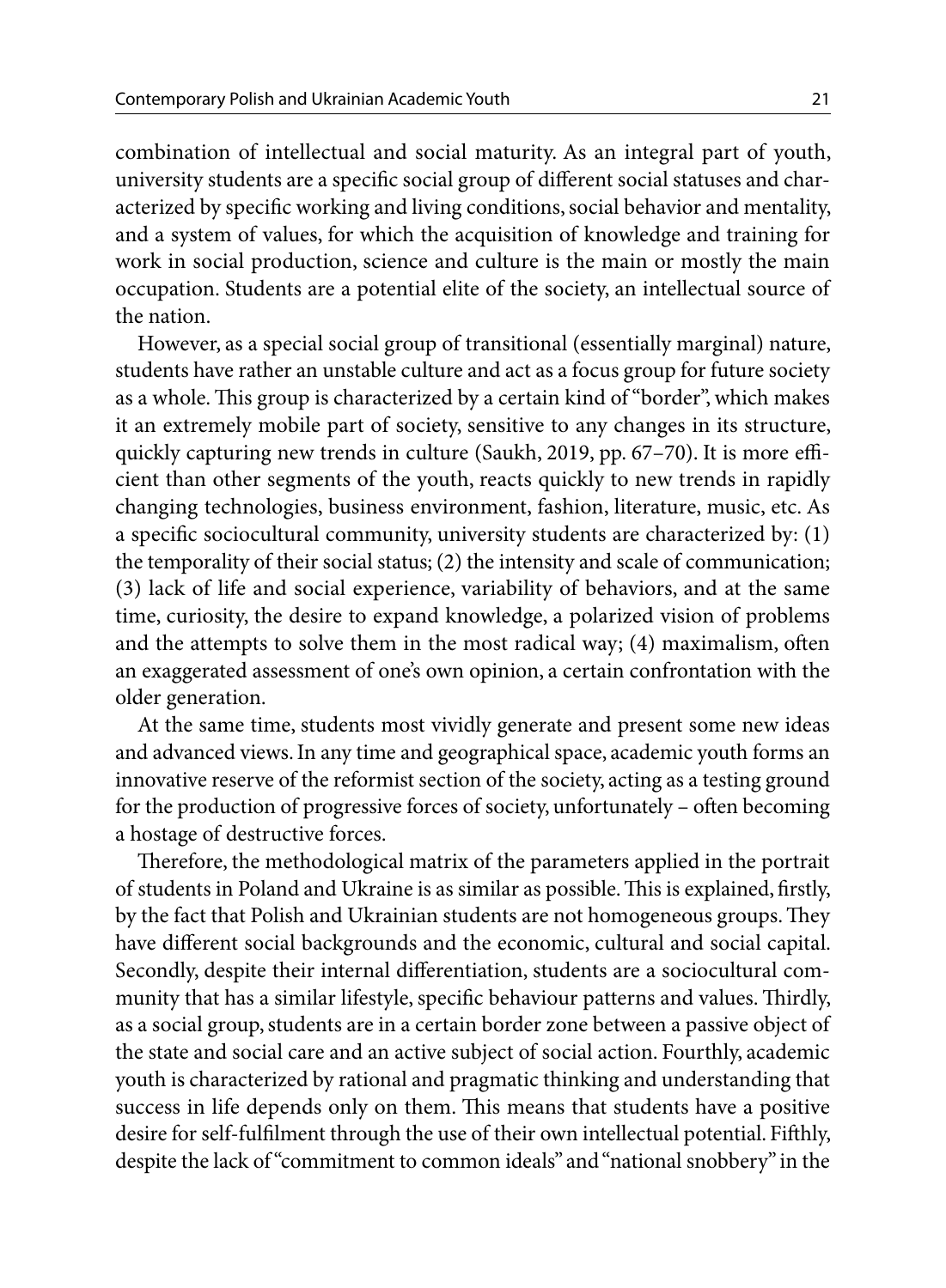combination of intellectual and social maturity. As an integral part of youth, university students are a specific social group of different social statuses and characterized by specific working and living conditions, social behavior and mentality, and a system of values, for which the acquisition of knowledge and training for work in social production, science and culture is the main or mostly the main occupation. Students are a potential elite of the society, an intellectual source of the nation.

However, as a special social group of transitional (essentially marginal) nature, students have rather an unstable culture and act as a focus group for future society as a whole. This group is characterized by a certain kind of "border", which makes it an extremely mobile part of society, sensitive to any changes in its structure, quickly capturing new trends in culture (Saukh, 2019, pp. 67–70). It is more efficient than other segments of the youth, reacts quickly to new trends in rapidly changing technologies, business environment, fashion, literature, music, etc. As a specific sociocultural community, university students are characterized by: (1) the temporality of their social status; (2) the intensity and scale of communication; (3) lack of life and social experience, variability of behaviors, and at the same time, curiosity, the desire to expand knowledge, a polarized vision of problems and the attempts to solve them in the most radical way; (4) maximalism, often an exaggerated assessment of one's own opinion, a certain confrontation with the older generation.

At the same time, students most vividly generate and present some new ideas and advanced views. In any time and geographical space, academic youth forms an innovative reserve of the reformist section of the society, acting as a testing ground for the production of progressive forces of society, unfortunately – often becoming a hostage of destructive forces.

Therefore, the methodological matrix of the parameters applied in the portrait of students in Poland and Ukraine is as similar as possible. This is explained, firstly, by the fact that Polish and Ukrainian students are not homogeneous groups. They have different social backgrounds and the economic, cultural and social capital. Secondly, despite their internal differentiation, students are a sociocultural community that has a similar lifestyle, specific behaviour patterns and values. Thirdly, as a social group, students are in a certain border zone between a passive object of the state and social care and an active subject of social action. Fourthly, academic youth is characterized by rational and pragmatic thinking and understanding that success in life depends only on them. This means that students have a positive desire for self-fulfilment through the use of their own intellectual potential. Fifthly, despite the lack of "commitment to common ideals" and "national snobbery" in the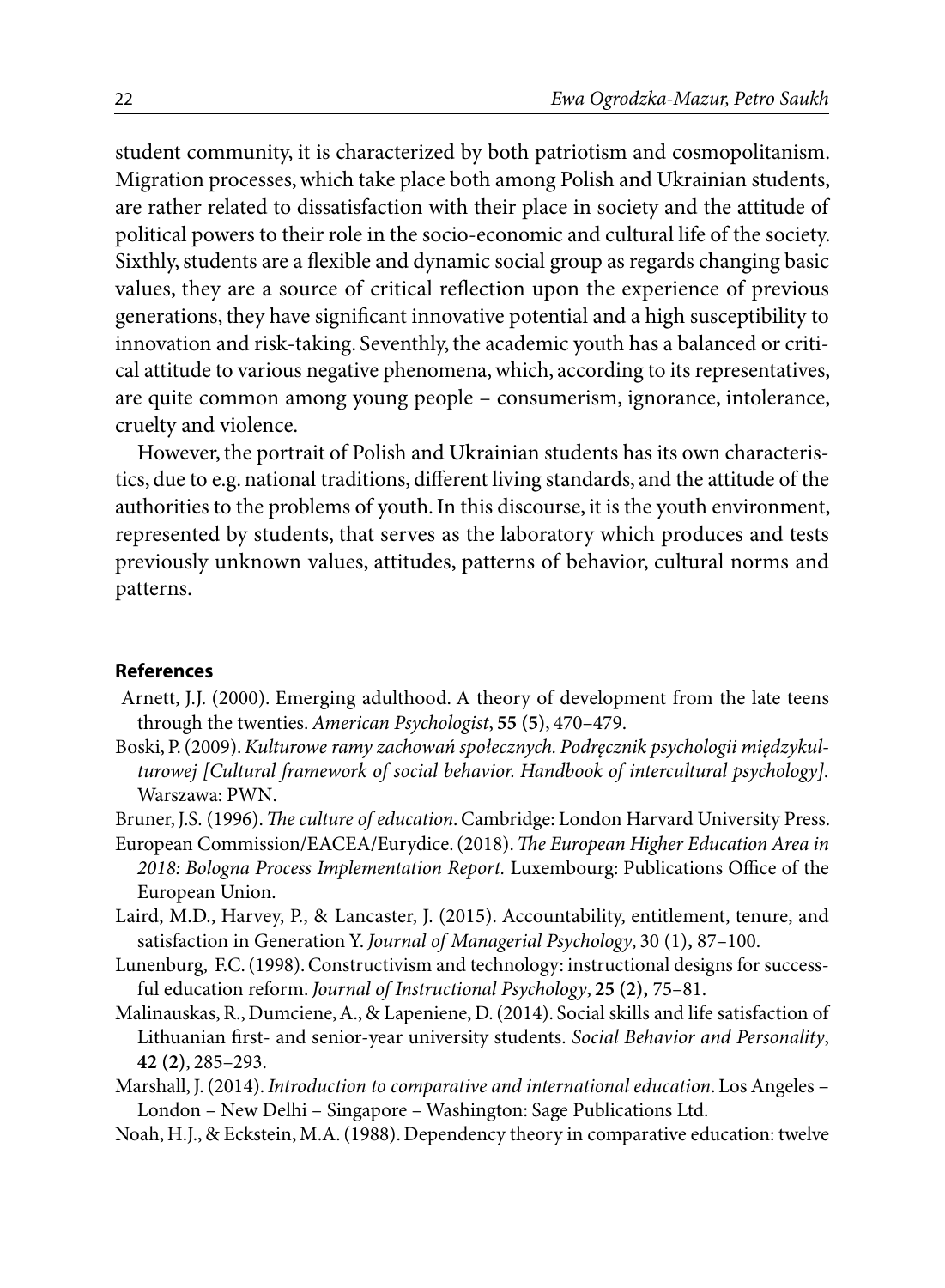student community, it is characterized by both patriotism and cosmopolitanism. Migration processes, which take place both among Polish and Ukrainian students, are rather related to dissatisfaction with their place in society and the attitude of political powers to their role in the socio-economic and cultural life of the society. Sixthly, students are a flexible and dynamic social group as regards changing basic values, they are a source of critical reflection upon the experience of previous generations, they have significant innovative potential and a high susceptibility to innovation and risk-taking. Seventhly, the academic youth has a balanced or critical attitude to various negative phenomena, which, according to its representatives, are quite common among young people – consumerism, ignorance, intolerance, cruelty and violence.

However, the portrait of Polish and Ukrainian students has its own characteristics, due to e.g. national traditions, different living standards, and the attitude of the authorities to the problems of youth. In this discourse, it is the youth environment, represented by students, that serves as the laboratory which produces and tests previously unknown values, attitudes, patterns of behavior, cultural norms and patterns.

## References

Arnett, J.J. (2000). Emerging adulthood. A theory of development from the late teens through the twenties. *American Psychologist*, **55 (5)**, 470–479.

Boski, P. (2009). *Kulturowe ramy zachowań społecznych. Podręcznik psychologii międzykulturowej [Cultural framework of social behavior. Handbook of intercultural psychology].* Warszawa: PWN.

Bruner, J.S. (1996). *The culture of education*. Cambridge: London Harvard University Press.

European Commission/EACEA/Eurydice. (2018). *The European Higher Education Area in 2018: Bologna Process Implementation Report.* Luxembourg: Publications Office of the European Union.

Laird, M.D., Harvey, P., & Lancaster, J. (2015). Accountability, entitlement, tenure, and satisfaction in Generation Y. *Journal of Managerial Psychology*, 30 (1)**,** 87–100.

Lunenburg, F.C. (1998). Constructivism and technology: instructional designs for successful education reform. *Journal of Instructional Psychology*, **25 (2),** 75–81.

Malinauskas, R., Dumciene, A., & Lapeniene, D. (2014). Social skills and life satisfaction of Lithuanian first- and senior-year university students. *Social Behavior and Personality*, **42 (2)**, 285–293.

Marshall, J. (2014). *Introduction to comparative and international education*. Los Angeles – London – New Delhi – Singapore – Washington: Sage Publications Ltd.

Noah, H.J., & Eckstein, M.A. (1988). Dependency theory in comparative education: twelve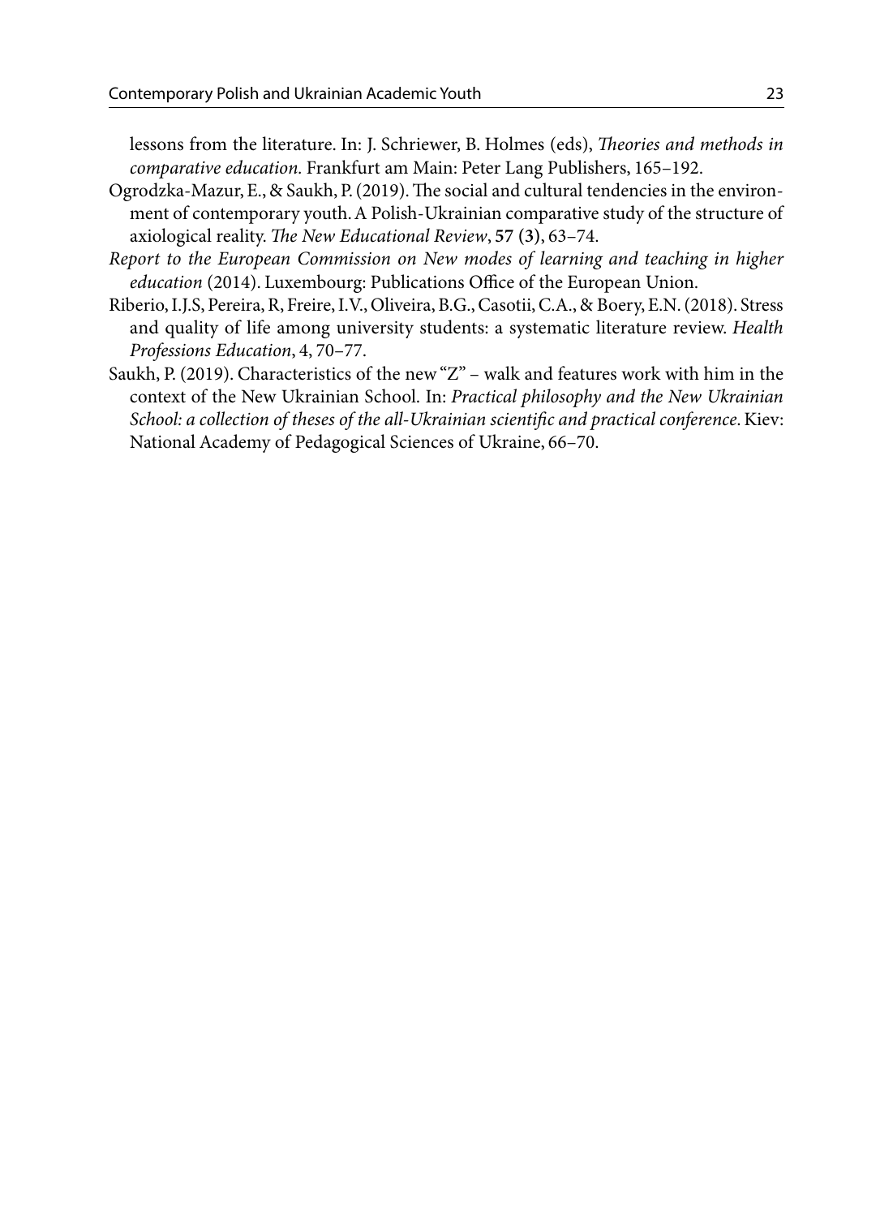lessons from the literature. In: J. Schriewer, B. Holmes (eds), *Theories and methods in comparative education.* Frankfurt am Main: Peter Lang Publishers, 165–192.

Ogrodzka-Mazur, E., & Saukh, P. (2019). The social and cultural tendencies in the environment of contemporary youth. A Polish-Ukrainian comparative study of the structure of axiological reality. *The New Educational Review*, **57 (3)**, 63–74.

*Report to the European Commission on New modes of learning and teaching in higher education* (2014). Luxembourg: Publications Office of the European Union.

Riberio, I.J.S, Pereira, R, Freire, I.V., Oliveira, B.G., Casotii, C.A., & Boery, E.N. (2018). Stress and quality of life among university students: a systematic literature review. *Health Professions Education*, 4, 70–77.

Saukh, P. (2019). Characteristics of the new "Z" – walk and features work with him in the context of the New Ukrainian School. In: *Practical philosophy and the New Ukrainian School: a collection of theses of the all-Ukrainian scientific and practical conference*. Kiev: National Academy of Pedagogical Sciences of Ukraine, 66–70.